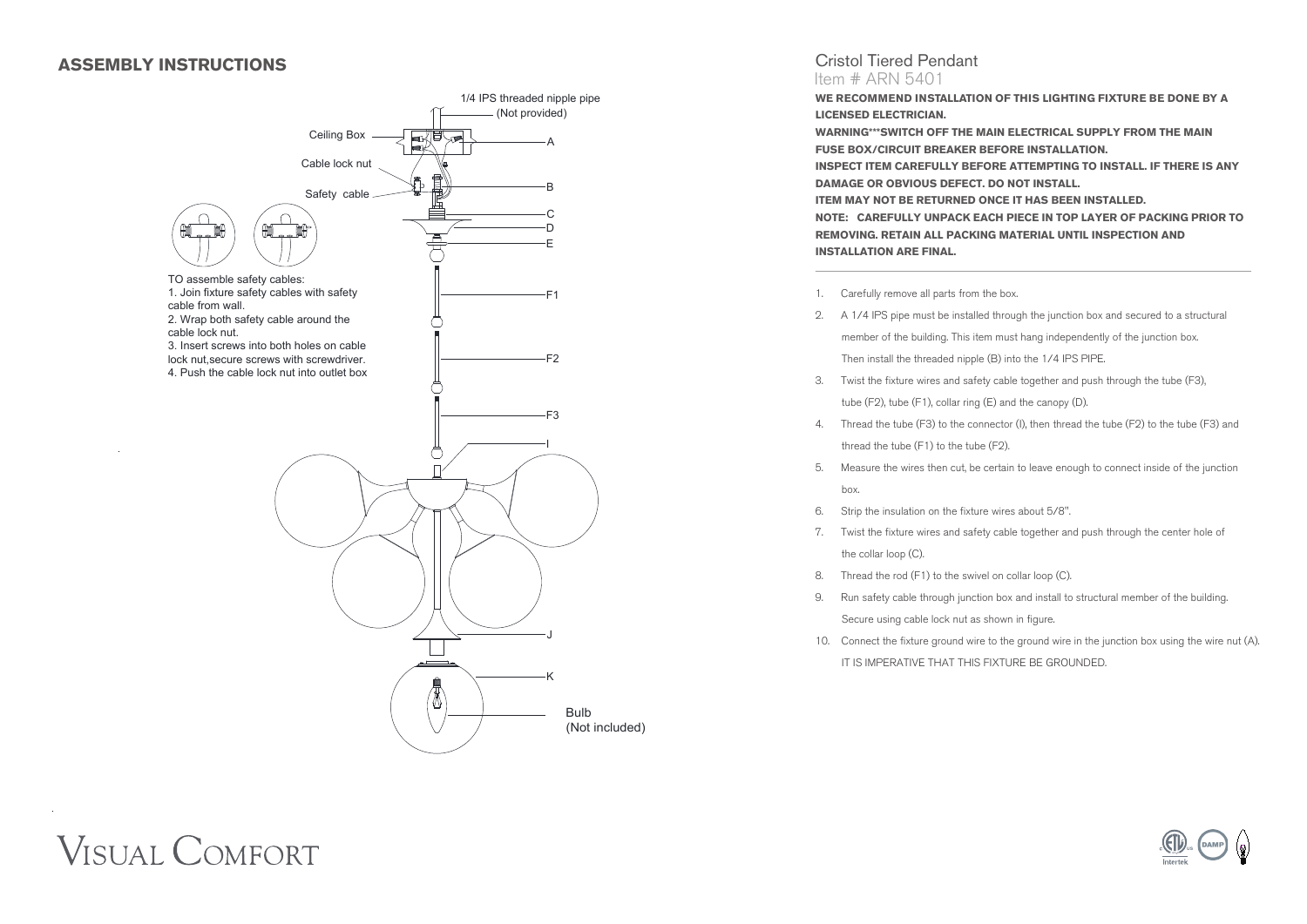## ASSEMBLY INSTRUCTIONS

1/4 IPS threaded nipple pipe (Not provided)

Ceiling Box — A

Cable lock nut — B

Safety cable — C

D

E

F1

F2

F3

I

J

K

Bulb (Not included)

TO assemble safety cables:
1. Join fixture safety cables with safety cable from wall.
2. Wrap both safety cable around the cable lock nut.
3. Insert screws into both holes on cable lock nut,secure screws with screwdriver.
4. Push the cable lock nut into outlet box

# Cristol Tiered Pendant

Item # ARN 5401

**WE RECOMMEND INSTALLATION OF THIS LIGHTING FIXTURE BE DONE BY A LICENSED ELECTRICIAN.**

**WARNING***SWITCH OFF THE MAIN ELECTRICAL SUPPLY FROM THE MAIN FUSE BOX/CIRCUIT BREAKER BEFORE INSTALLATION.**

**INSPECT ITEM CAREFULLY BEFORE ATTEMPTING TO INSTALL. IF THERE IS ANY DAMAGE OR OBVIOUS DEFECT. DO NOT INSTALL.**

**ITEM MAY NOT BE RETURNED ONCE IT HAS BEEN INSTALLED.**

**NOTE: CAREFULLY UNPACK EACH PIECE IN TOP LAYER OF PACKING PRIOR TO REMOVING. RETAIN ALL PACKING MATERIAL UNTIL INSPECTION AND INSTALLATION ARE FINAL.**

---

1. Carefully remove all parts from the box.
2. A 1/4 IPS pipe must be installed through the junction box and secured to a structural member of the building. This item must hang independently of the junction box. Then install the threaded nipple (B) into the 1/4 IPS PIPE.
3. Twist the fixture wires and safety cable together and push through the tube (F3), tube (F2), tube (F1), collar ring (E) and the canopy (D).
4. Thread the tube (F3) to the connector (I), then thread the tube (F2) to the tube (F3) and thread the tube (F1) to the tube (F2).
5. Measure the wires then cut, be certain to leave enough to connect inside of the junction box.
6. Strip the insulation on the fixture wires about 5/8".
7. Twist the fixture wires and safety cable together and push through the center hole of the collar loop (C).
8. Thread the rod (F1) to the swivel on collar loop (C).
9. Run safety cable through junction box and install to structural member of the building. Secure using cable lock nut as shown in figure.
10. Connect the fixture ground wire to the ground wire in the junction box using the wire nut (A). IT IS IMPERATIVE THAT THIS FIXTURE BE GROUNDED.

VISUAL COMFORT

Intertek DAMP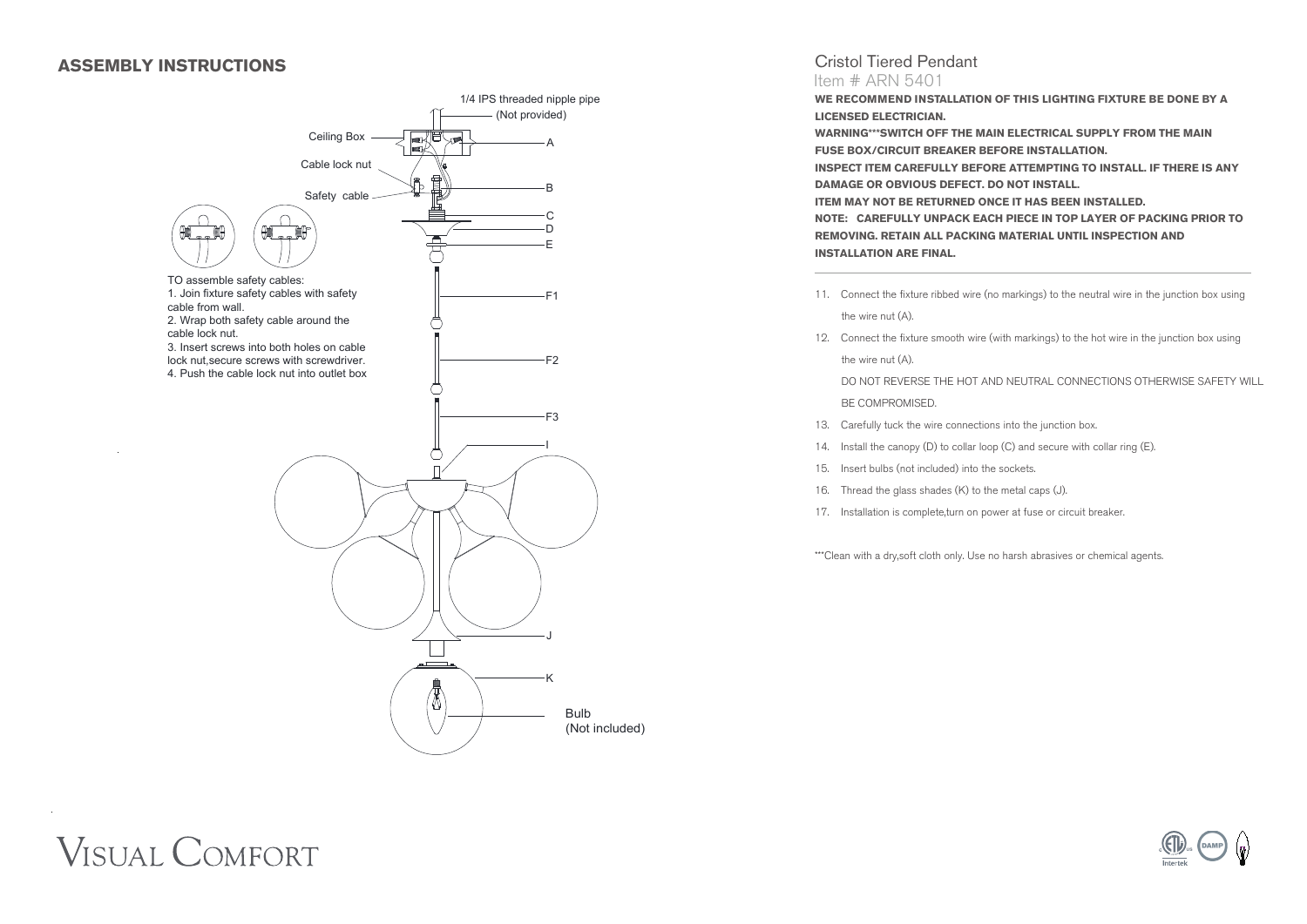## ASSEMBLY INSTRUCTIONS

1/4 IPS threaded nipple pipe
(Not provided)

Ceiling Box

A

Cable lock nut

B

Safety cable

C

D

E

F1

F2

F3

I

J

K

Bulb
(Not included)

TO assemble safety cables:
1. Join fixture safety cables with safety cable from wall.
2. Wrap both safety cable around the cable lock nut.
3. Insert screws into both holes on cable lock nut,secure screws with screwdriver.
4. Push the cable lock nut into outlet box

# Cristol Tiered Pendant

Item # ARN 5401

**WE RECOMMEND INSTALLATION OF THIS LIGHTING FIXTURE BE DONE BY A LICENSED ELECTRICIAN.**

**WARNING***SWITCH OFF THE MAIN ELECTRICAL SUPPLY FROM THE MAIN FUSE BOX/CIRCUIT BREAKER BEFORE INSTALLATION.**

**INSPECT ITEM CAREFULLY BEFORE ATTEMPTING TO INSTALL. IF THERE IS ANY DAMAGE OR OBVIOUS DEFECT. DO NOT INSTALL.**

**ITEM MAY NOT BE RETURNED ONCE IT HAS BEEN INSTALLED.**

**NOTE: CAREFULLY UNPACK EACH PIECE IN TOP LAYER OF PACKING PRIOR TO REMOVING. RETAIN ALL PACKING MATERIAL UNTIL INSPECTION AND INSTALLATION ARE FINAL.**

11. Connect the fixture ribbed wire (no markings) to the neutral wire in the junction box using the wire nut (A).
12. Connect the fixture smooth wire (with markings) to the hot wire in the junction box using the wire nut (A).

    DO NOT REVERSE THE HOT AND NEUTRAL CONNECTIONS OTHERWISE SAFETY WILL BE COMPROMISED.
13. Carefully tuck the wire connections into the junction box.
14. Install the canopy (D) to collar loop (C) and secure with collar ring (E).
15. Insert bulbs (not included) into the sockets.
16. Thread the glass shades (K) to the metal caps (J).
17. Installation is complete,turn on power at fuse or circuit breaker.

***Clean with a dry,soft cloth only. Use no harsh abrasives or chemical agents.

VISUAL COMFORT

Intertek DAMP